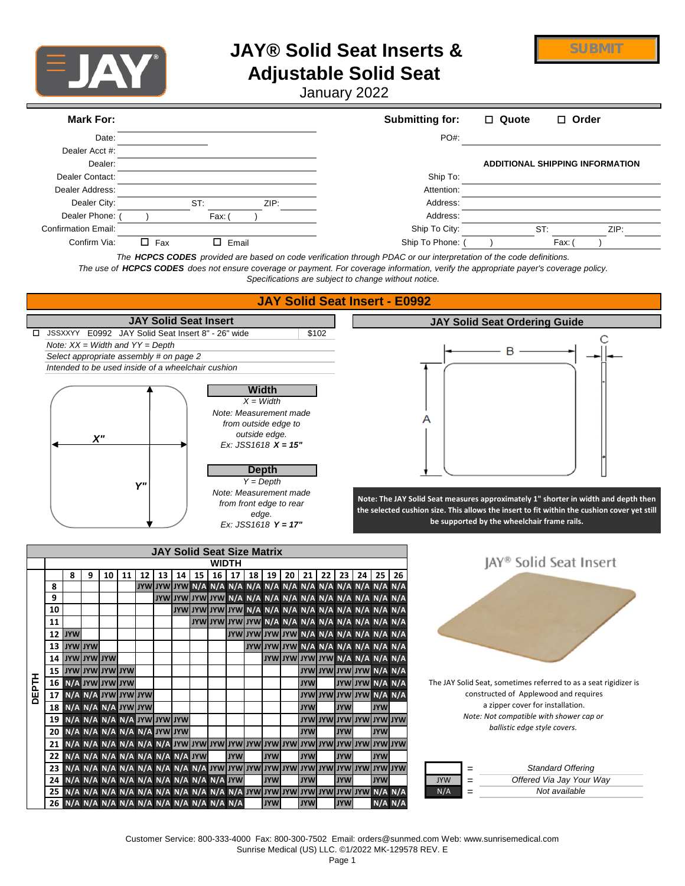# JAY® Solid Seat Inserts & Adjustable Solid Seat

January 2022

SUBMIT

| **Mark For:** | | **Submitting for:** | ☐ Quote ☐ Order |
|---|---|---|---|
| Date: | | PO#: | |
| Dealer Acct #: | | | **ADDITIONAL SHIPPING INFORMATION** |
| Dealer: | | Ship To: | |
| Dealer Contact: | | Attention: | |
| Dealer Address: | | Address: | |
| Dealer City: | ST: ZIP: | Address: | |
| Dealer Phone: ( ) | Fax: ( ) | Ship To City: | ST: ZIP: |
| Confirmation Email: | | Ship To Phone: ( ) | Fax: ( ) |
| Confirm Via: | ☐ Fax ☐ Email | | |

*The **HCPCS CODES** provided are based on code verification through PDAC or our interpretation of the code definitions.*
*The use of **HCPCS CODES** does not ensure coverage or payment. For coverage information, verify the appropriate payer's coverage policy.*
*Specifications are subject to change without notice.*

## JAY Solid Seat Insert - E0992

### JAY Solid Seat Insert

| | | |
|---|---|---|
| ☐ | JSSXXYY E0992 JAY Solid Seat Insert 8" - 26" wide | $102 |

*Note: XX = Width and YY = Depth*
*Select appropriate assembly # on page 2*
*Intended to be used inside of a wheelchair cushion*

X" Y"

**Width**
*X = Width*
*Note: Measurement made from outside edge to outside edge.*
*Ex: JSS1618 **X = 15"***

**Depth**
*Y = Depth*
*Note: Measurement made from front edge to rear edge.*
*Ex: JSS1618 **Y = 17"***

### JAY Solid Seat Ordering Guide

A B C

**Note: The JAY Solid Seat measures approximately 1" shorter in width and depth then the selected cushion size. This allows the insert to fit within the cushion cover yet still be supported by the wheelchair frame rails.**

### JAY Solid Seat Size Matrix

| DEPTH \ WIDTH | 8 | 9 | 10 | 11 | 12 | 13 | 14 | 15 | 16 | 17 | 18 | 19 | 20 | 21 | 22 | 23 | 24 | 25 | 26 |
|---|---|---|---|---|---|---|---|---|---|---|---|---|---|---|---|---|---|---|---|
| 8 | | | | | JYW | JYW | JYW | N/A | N/A | N/A | N/A | N/A | N/A | N/A | N/A | N/A | N/A | N/A | N/A |
| 9 | | | | | | JYW | JYW | JYW | JYW | N/A | N/A | N/A | N/A | N/A | N/A | N/A | N/A | N/A | N/A |
| 10 | | | | | | | JYW | JYW | JYW | JYW | N/A | N/A | N/A | N/A | N/A | N/A | N/A | N/A | N/A |
| 11 | | | | | | | | JYW | JYW | JYW | JYW | N/A | N/A | N/A | N/A | N/A | N/A | N/A | N/A |
| 12 | JYW | | | | | | | | | JYW | JYW | JYW | JYW | N/A | N/A | N/A | N/A | N/A | N/A |
| 13 | JYW | JYW | | | | | | | | | JYW | JYW | JYW | N/A | N/A | N/A | N/A | N/A | N/A |
| 14 | JYW | JYW | JYW | | | | | | | | | JYW | JYW | JYW | JYW | N/A | N/A | N/A | N/A |
| 15 | JYW | JYW | JYW | JYW | | | | | | | | | | JYW | JYW | JYW | JYW | N/A | N/A |
| 16 | N/A | JYW | JYW | JYW | | | | | | | | | | JYW | | JYW | JYW | N/A | N/A |
| 17 | N/A | N/A | JYW | JYW | JYW | | | | | | | | | JYW | JYW | JYW | JYW | N/A | N/A |
| 18 | N/A | N/A | N/A | JYW | JYW | | | | | | | | | JYW | | JYW | | JYW | |
| 19 | N/A | N/A | N/A | N/A | JYW | JYW | JYW | | | | | | | JYW | JYW | JYW | JYW | JYW | JYW |
| 20 | N/A | N/A | N/A | N/A | N/A | JYW | JYW | | | | | | | JYW | | JYW | | JYW | |
| 21 | N/A | N/A | N/A | N/A | N/A | N/A | JYW | JYW | JYW | JYW | JYW | JYW | JYW | JYW | JYW | JYW | JYW | JYW | JYW |
| 22 | N/A | N/A | N/A | N/A | N/A | N/A | N/A | JYW | | JYW | | JYW | | JYW | | JYW | | JYW | |
| 23 | N/A | N/A | N/A | N/A | N/A | N/A | N/A | N/A | JYW | JYW | JYW | JYW | JYW | JYW | JYW | JYW | JYW | JYW | JYW |
| 24 | N/A | N/A | N/A | N/A | N/A | N/A | N/A | N/A | N/A | JYW | | JYW | | JYW | | JYW | | JYW | |
| 25 | N/A | N/A | N/A | N/A | N/A | N/A | N/A | N/A | N/A | N/A | JYW | JYW | JYW | JYW | JYW | JYW | JYW | N/A | N/A |
| 26 | N/A | N/A | N/A | N/A | N/A | N/A | N/A | N/A | N/A | N/A | | JYW | | JYW | | JYW | | N/A | N/A |

| Key | | Meaning |
|---|---|---|
| (blank) | = | *Standard Offering* |
| JYW | = | *Offered Via Jay Your Way* |
| N/A | = | *Not available* |

JAY® Solid Seat Insert

The JAY Solid Seat, sometimes referred to as a seat rigidizer is constructed of Applewood and requires a zipper cover for installation.
*Note: Not compatible with shower cap or ballistic edge style covers.*

Customer Service: 800-333-4000 Fax: 800-300-7502 Email: orders@sunmed.com Web: www.sunrisemedical.com
Sunrise Medical (US) LLC. ©1/2022 MK-129578 REV. E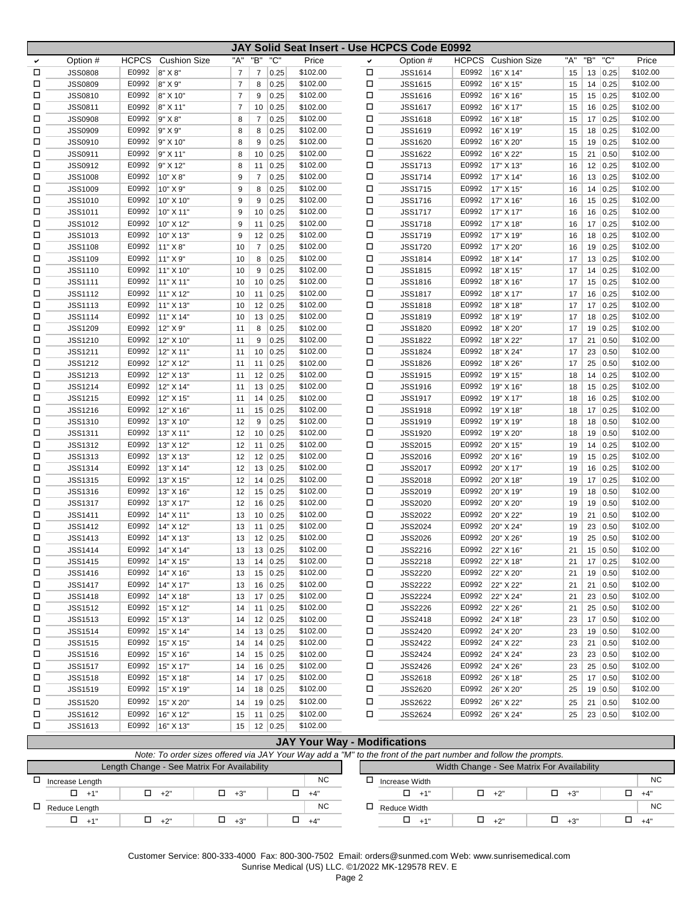## JAY Solid Seat Insert - Use HCPCS Code E0992

| ✔ | Option # | HCPCS | Cushion Size | "A" | "B" | "C" | Price |
|---|---|---|---|---|---|---|---|
| ☐ | JSS0808 | E0992 | 8" X 8" | 7 | 7 | 0.25 | $102.00 |
| ☐ | JSS0809 | E0992 | 8" X 9" | 7 | 8 | 0.25 | $102.00 |
| ☐ | JSS0810 | E0992 | 8" X 10" | 7 | 9 | 0.25 | $102.00 |
| ☐ | JSS0811 | E0992 | 8" X 11" | 7 | 10 | 0.25 | $102.00 |
| ☐ | JSS0908 | E0992 | 9" X 8" | 8 | 7 | 0.25 | $102.00 |
| ☐ | JSS0909 | E0992 | 9" X 9" | 8 | 8 | 0.25 | $102.00 |
| ☐ | JSS0910 | E0992 | 9" X 10" | 8 | 9 | 0.25 | $102.00 |
| ☐ | JSS0911 | E0992 | 9" X 11" | 8 | 10 | 0.25 | $102.00 |
| ☐ | JSS0912 | E0992 | 9" X 12" | 8 | 11 | 0.25 | $102.00 |
| ☐ | JSS1008 | E0992 | 10" X 8" | 9 | 7 | 0.25 | $102.00 |
| ☐ | JSS1009 | E0992 | 10" X 9" | 9 | 8 | 0.25 | $102.00 |
| ☐ | JSS1010 | E0992 | 10" X 10" | 9 | 9 | 0.25 | $102.00 |
| ☐ | JSS1011 | E0992 | 10" X 11" | 9 | 10 | 0.25 | $102.00 |
| ☐ | JSS1012 | E0992 | 10" X 12" | 9 | 11 | 0.25 | $102.00 |
| ☐ | JSS1013 | E0992 | 10" X 13" | 9 | 12 | 0.25 | $102.00 |
| ☐ | JSS1108 | E0992 | 11" X 8" | 10 | 7 | 0.25 | $102.00 |
| ☐ | JSS1109 | E0992 | 11" X 9" | 10 | 8 | 0.25 | $102.00 |
| ☐ | JSS1110 | E0992 | 11" X 10" | 10 | 9 | 0.25 | $102.00 |
| ☐ | JSS1111 | E0992 | 11" X 11" | 10 | 10 | 0.25 | $102.00 |
| ☐ | JSS1112 | E0992 | 11" X 12" | 10 | 11 | 0.25 | $102.00 |
| ☐ | JSS1113 | E0992 | 11" X 13" | 10 | 12 | 0.25 | $102.00 |
| ☐ | JSS1114 | E0992 | 11" X 14" | 10 | 13 | 0.25 | $102.00 |
| ☐ | JSS1209 | E0992 | 12" X 9" | 11 | 8 | 0.25 | $102.00 |
| ☐ | JSS1210 | E0992 | 12" X 10" | 11 | 9 | 0.25 | $102.00 |
| ☐ | JSS1211 | E0992 | 12" X 11" | 11 | 10 | 0.25 | $102.00 |
| ☐ | JSS1212 | E0992 | 12" X 12" | 11 | 11 | 0.25 | $102.00 |
| ☐ | JSS1213 | E0992 | 12" X 13" | 11 | 12 | 0.25 | $102.00 |
| ☐ | JSS1214 | E0992 | 12" X 14" | 11 | 13 | 0.25 | $102.00 |
| ☐ | JSS1215 | E0992 | 12" X 15" | 11 | 14 | 0.25 | $102.00 |
| ☐ | JSS1216 | E0992 | 12" X 16" | 11 | 15 | 0.25 | $102.00 |
| ☐ | JSS1310 | E0992 | 13" X 10" | 12 | 9 | 0.25 | $102.00 |
| ☐ | JSS1311 | E0992 | 13" X 11" | 12 | 10 | 0.25 | $102.00 |
| ☐ | JSS1312 | E0992 | 13" X 12" | 12 | 11 | 0.25 | $102.00 |
| ☐ | JSS1313 | E0992 | 13" X 13" | 12 | 12 | 0.25 | $102.00 |
| ☐ | JSS1314 | E0992 | 13" X 14" | 12 | 13 | 0.25 | $102.00 |
| ☐ | JSS1315 | E0992 | 13" X 15" | 12 | 14 | 0.25 | $102.00 |
| ☐ | JSS1316 | E0992 | 13" X 16" | 12 | 15 | 0.25 | $102.00 |
| ☐ | JSS1317 | E0992 | 13" X 17" | 12 | 16 | 0.25 | $102.00 |
| ☐ | JSS1411 | E0992 | 14" X 11" | 13 | 10 | 0.25 | $102.00 |
| ☐ | JSS1412 | E0992 | 14" X 12" | 13 | 11 | 0.25 | $102.00 |
| ☐ | JSS1413 | E0992 | 14" X 13" | 13 | 12 | 0.25 | $102.00 |
| ☐ | JSS1414 | E0992 | 14" X 14" | 13 | 13 | 0.25 | $102.00 |
| ☐ | JSS1415 | E0992 | 14" X 15" | 13 | 14 | 0.25 | $102.00 |
| ☐ | JSS1416 | E0992 | 14" X 16" | 13 | 15 | 0.25 | $102.00 |
| ☐ | JSS1417 | E0992 | 14" X 17" | 13 | 16 | 0.25 | $102.00 |
| ☐ | JSS1418 | E0992 | 14" X 18" | 13 | 17 | 0.25 | $102.00 |
| ☐ | JSS1512 | E0992 | 15" X 12" | 14 | 11 | 0.25 | $102.00 |
| ☐ | JSS1513 | E0992 | 15" X 13" | 14 | 12 | 0.25 | $102.00 |
| ☐ | JSS1514 | E0992 | 15" X 14" | 14 | 13 | 0.25 | $102.00 |
| ☐ | JSS1515 | E0992 | 15" X 15" | 14 | 14 | 0.25 | $102.00 |
| ☐ | JSS1516 | E0992 | 15" X 16" | 14 | 15 | 0.25 | $102.00 |
| ☐ | JSS1517 | E0992 | 15" X 17" | 14 | 16 | 0.25 | $102.00 |
| ☐ | JSS1518 | E0992 | 15" X 18" | 14 | 17 | 0.25 | $102.00 |
| ☐ | JSS1519 | E0992 | 15" X 19" | 14 | 18 | 0.25 | $102.00 |
| ☐ | JSS1520 | E0992 | 15" X 20" | 14 | 19 | 0.25 | $102.00 |
| ☐ | JSS1612 | E0992 | 16" X 12" | 15 | 11 | 0.25 | $102.00 |
| ☐ | JSS1613 | E0992 | 16" X 13" | 15 | 12 | 0.25 | $102.00 |
| ☐ | JSS1614 | E0992 | 16" X 14" | 15 | 13 | 0.25 | $102.00 |
| ☐ | JSS1615 | E0992 | 16" X 15" | 15 | 14 | 0.25 | $102.00 |
| ☐ | JSS1616 | E0992 | 16" X 16" | 15 | 15 | 0.25 | $102.00 |
| ☐ | JSS1617 | E0992 | 16" X 17" | 15 | 16 | 0.25 | $102.00 |
| ☐ | JSS1618 | E0992 | 16" X 18" | 15 | 17 | 0.25 | $102.00 |
| ☐ | JSS1619 | E0992 | 16" X 19" | 15 | 18 | 0.25 | $102.00 |
| ☐ | JSS1620 | E0992 | 16" X 20" | 15 | 19 | 0.25 | $102.00 |
| ☐ | JSS1622 | E0992 | 16" X 22" | 15 | 21 | 0.50 | $102.00 |
| ☐ | JSS1713 | E0992 | 17" X 13" | 16 | 12 | 0.25 | $102.00 |
| ☐ | JSS1714 | E0992 | 17" X 14" | 16 | 13 | 0.25 | $102.00 |
| ☐ | JSS1715 | E0992 | 17" X 15" | 16 | 14 | 0.25 | $102.00 |
| ☐ | JSS1716 | E0992 | 17" X 16" | 16 | 15 | 0.25 | $102.00 |
| ☐ | JSS1717 | E0992 | 17" X 17" | 16 | 16 | 0.25 | $102.00 |
| ☐ | JSS1718 | E0992 | 17" X 18" | 16 | 17 | 0.25 | $102.00 |
| ☐ | JSS1719 | E0992 | 17" X 19" | 16 | 18 | 0.25 | $102.00 |
| ☐ | JSS1720 | E0992 | 17" X 20" | 16 | 19 | 0.25 | $102.00 |
| ☐ | JSS1814 | E0992 | 18" X 14" | 17 | 13 | 0.25 | $102.00 |
| ☐ | JSS1815 | E0992 | 18" X 15" | 17 | 14 | 0.25 | $102.00 |
| ☐ | JSS1816 | E0992 | 18" X 16" | 17 | 15 | 0.25 | $102.00 |
| ☐ | JSS1817 | E0992 | 18" X 17" | 17 | 16 | 0.25 | $102.00 |
| ☐ | JSS1818 | E0992 | 18" X 18" | 17 | 17 | 0.25 | $102.00 |
| ☐ | JSS1819 | E0992 | 18" X 19" | 17 | 18 | 0.25 | $102.00 |
| ☐ | JSS1820 | E0992 | 18" X 20" | 17 | 19 | 0.25 | $102.00 |
| ☐ | JSS1822 | E0992 | 18" X 22" | 17 | 21 | 0.50 | $102.00 |
| ☐ | JSS1824 | E0992 | 18" X 24" | 17 | 23 | 0.50 | $102.00 |
| ☐ | JSS1826 | E0992 | 18" X 26" | 17 | 25 | 0.50 | $102.00 |
| ☐ | JSS1915 | E0992 | 19" X 15" | 18 | 14 | 0.25 | $102.00 |
| ☐ | JSS1916 | E0992 | 19" X 16" | 18 | 15 | 0.25 | $102.00 |
| ☐ | JSS1917 | E0992 | 19" X 17" | 18 | 16 | 0.25 | $102.00 |
| ☐ | JSS1918 | E0992 | 19" X 18" | 18 | 17 | 0.25 | $102.00 |
| ☐ | JSS1919 | E0992 | 19" X 19" | 18 | 18 | 0.50 | $102.00 |
| ☐ | JSS1920 | E0992 | 19" X 20" | 18 | 19 | 0.50 | $102.00 |
| ☐ | JSS2015 | E0992 | 20" X 15" | 19 | 14 | 0.25 | $102.00 |
| ☐ | JSS2016 | E0992 | 20" X 16" | 19 | 15 | 0.25 | $102.00 |
| ☐ | JSS2017 | E0992 | 20" X 17" | 19 | 16 | 0.25 | $102.00 |
| ☐ | JSS2018 | E0992 | 20" X 18" | 19 | 17 | 0.25 | $102.00 |
| ☐ | JSS2019 | E0992 | 20" X 19" | 19 | 18 | 0.50 | $102.00 |
| ☐ | JSS2020 | E0992 | 20" X 20" | 19 | 19 | 0.50 | $102.00 |
| ☐ | JSS2022 | E0992 | 20" X 22" | 19 | 21 | 0.50 | $102.00 |
| ☐ | JSS2024 | E0992 | 20" X 24" | 19 | 23 | 0.50 | $102.00 |
| ☐ | JSS2026 | E0992 | 20" X 26" | 19 | 25 | 0.50 | $102.00 |
| ☐ | JSS2216 | E0992 | 22" X 16" | 21 | 15 | 0.50 | $102.00 |
| ☐ | JSS2218 | E0992 | 22" X 18" | 21 | 17 | 0.25 | $102.00 |
| ☐ | JSS2220 | E0992 | 22" X 20" | 21 | 19 | 0.50 | $102.00 |
| ☐ | JSS2222 | E0992 | 22" X 22" | 21 | 21 | 0.50 | $102.00 |
| ☐ | JSS2224 | E0992 | 22" X 24" | 21 | 23 | 0.50 | $102.00 |
| ☐ | JSS2226 | E0992 | 22" X 26" | 21 | 25 | 0.50 | $102.00 |
| ☐ | JSS2418 | E0992 | 24" X 18" | 23 | 17 | 0.50 | $102.00 |
| ☐ | JSS2420 | E0992 | 24" X 20" | 23 | 19 | 0.50 | $102.00 |
| ☐ | JSS2422 | E0992 | 24" X 22" | 23 | 21 | 0.50 | $102.00 |
| ☐ | JSS2424 | E0992 | 24" X 24" | 23 | 23 | 0.50 | $102.00 |
| ☐ | JSS2426 | E0992 | 24" X 26" | 23 | 25 | 0.50 | $102.00 |
| ☐ | JSS2618 | E0992 | 26" X 18" | 25 | 17 | 0.50 | $102.00 |
| ☐ | JSS2620 | E0992 | 26" X 20" | 25 | 19 | 0.50 | $102.00 |
| ☐ | JSS2622 | E0992 | 26" X 22" | 25 | 21 | 0.50 | $102.00 |
| ☐ | JSS2624 | E0992 | 26" X 24" | 25 | 23 | 0.50 | $102.00 |

## JAY Your Way - Modifications

*Note: To order sizes offered via JAY Your Way add a "M" to the front of the part number and follow the prompts.*

| Length Change - See Matrix For Availability | | | | |
|---|---|---|---|---|
| ☐ Increase Length | | | | NC |
| | ☐ +1" | ☐ +2" | ☐ +3" | ☐ +4" |
| ☐ Reduce Length | | | | NC |
| | ☐ +1" | ☐ +2" | ☐ +3" | ☐ +4" |

| Width Change - See Matrix For Availability | | | | |
|---|---|---|---|---|
| ☐ Increase Width | | | | NC |
| | ☐ +1" | ☐ +2" | ☐ +3" | ☐ +4" |
| ☐ Reduce Width | | | | NC |
| | ☐ +1" | ☐ +2" | ☐ +3" | ☐ +4" |

Customer Service: 800-333-4000 Fax: 800-300-7502 Email: orders@sunmed.com Web: www.sunrisemedical.com
Sunrise Medical (US) LLC. ©1/2022 MK-129578 REV. E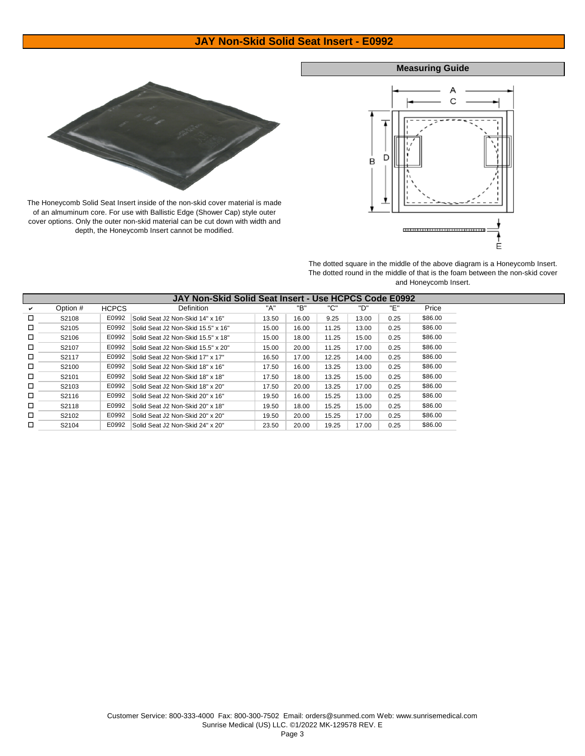# JAY Non-Skid Solid Seat Insert - E0992

The Honeycomb Solid Seat Insert inside of the non-skid cover material is made of an almuminum core. For use with Ballistic Edge (Shower Cap) style outer cover options. Only the outer non-skid material can be cut down with width and depth, the Honeycomb Insert cannot be modified.

## Measuring Guide

The dotted square in the middle of the above diagram is a Honeycomb Insert. The dotted round in the middle of that is the foam between the non-skid cover and Honeycomb Insert.

## JAY Non-Skid Solid Seat Insert - Use HCPCS Code E0992

| ✔ | Option # | HCPCS | Definition | "A" | "B" | "C" | "D" | "E" | Price |
|---|---|---|---|---|---|---|---|---|---|
| ☐ | S2108 | E0992 | Solid Seat J2 Non-Skid 14" x 16" | 13.50 | 16.00 | 9.25 | 13.00 | 0.25 | $86.00 |
| ☐ | S2105 | E0992 | Solid Seat J2 Non-Skid 15.5" x 16" | 15.00 | 16.00 | 11.25 | 13.00 | 0.25 | $86.00 |
| ☐ | S2106 | E0992 | Solid Seat J2 Non-Skid 15.5" x 18" | 15.00 | 18.00 | 11.25 | 15.00 | 0.25 | $86.00 |
| ☐ | S2107 | E0992 | Solid Seat J2 Non-Skid 15.5" x 20" | 15.00 | 20.00 | 11.25 | 17.00 | 0.25 | $86.00 |
| ☐ | S2117 | E0992 | Solid Seat J2 Non-Skid 17" x 17" | 16.50 | 17.00 | 12.25 | 14.00 | 0.25 | $86.00 |
| ☐ | S2100 | E0992 | Solid Seat J2 Non-Skid 18" x 16" | 17.50 | 16.00 | 13.25 | 13.00 | 0.25 | $86.00 |
| ☐ | S2101 | E0992 | Solid Seat J2 Non-Skid 18" x 18" | 17.50 | 18.00 | 13.25 | 15.00 | 0.25 | $86.00 |
| ☐ | S2103 | E0992 | Solid Seat J2 Non-Skid 18" x 20" | 17.50 | 20.00 | 13.25 | 17.00 | 0.25 | $86.00 |
| ☐ | S2116 | E0992 | Solid Seat J2 Non-Skid 20" x 16" | 19.50 | 16.00 | 15.25 | 13.00 | 0.25 | $86.00 |
| ☐ | S2118 | E0992 | Solid Seat J2 Non-Skid 20" x 18" | 19.50 | 18.00 | 15.25 | 15.00 | 0.25 | $86.00 |
| ☐ | S2102 | E0992 | Solid Seat J2 Non-Skid 20" x 20" | 19.50 | 20.00 | 15.25 | 17.00 | 0.25 | $86.00 |
| ☐ | S2104 | E0992 | Solid Seat J2 Non-Skid 24" x 20" | 23.50 | 20.00 | 19.25 | 17.00 | 0.25 | $86.00 |

Customer Service: 800-333-4000 Fax: 800-300-7502 Email: orders@sunmed.com Web: www.sunrisemedical.com
Sunrise Medical (US) LLC. ©1/2022 MK-129578 REV. E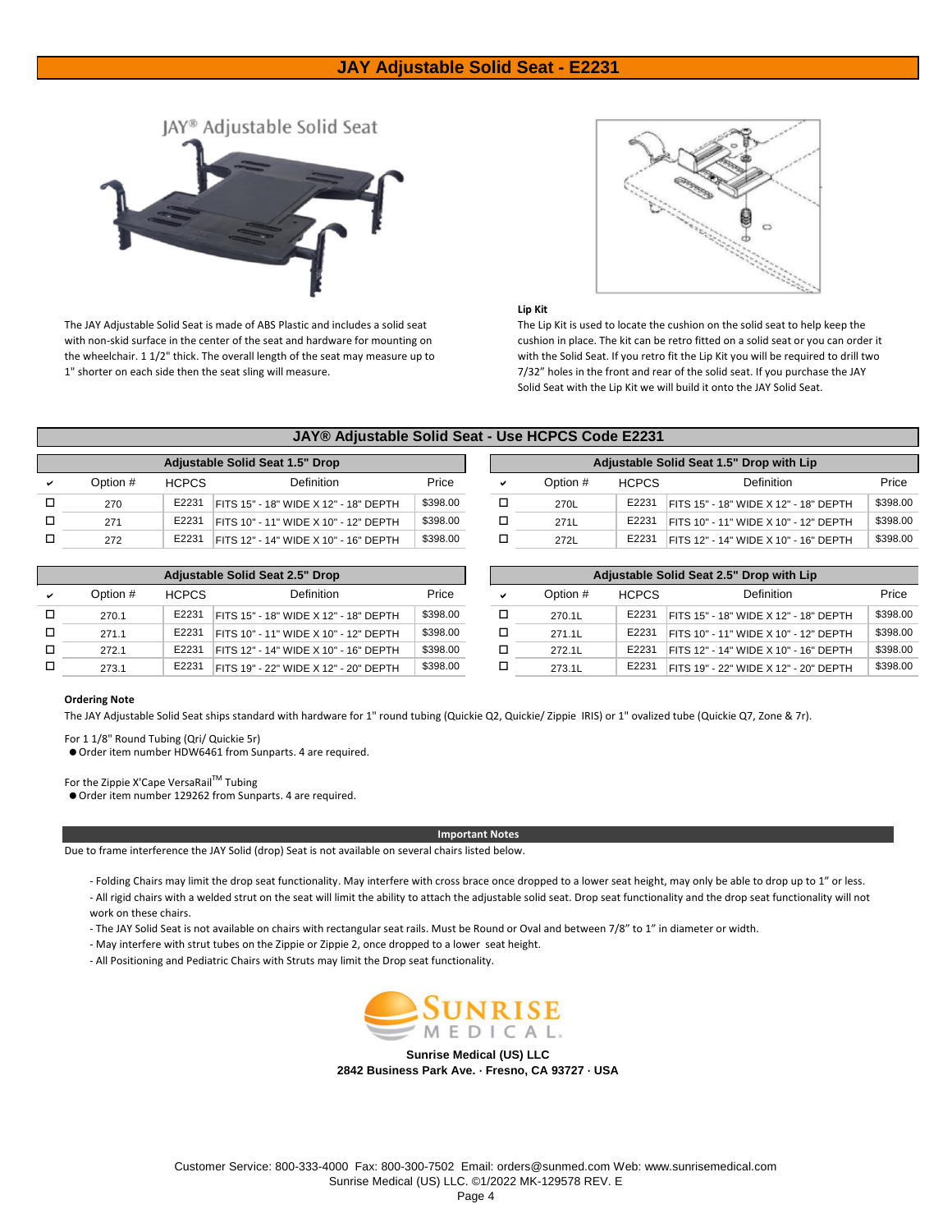# JAY Adjustable Solid Seat - E2231

JAY® Adjustable Solid Seat

The JAY Adjustable Solid Seat is made of ABS Plastic and includes a solid seat with non-skid surface in the center of the seat and hardware for mounting on the wheelchair. 1 1/2" thick. The overall length of the seat may measure up to 1" shorter on each side then the seat sling will measure.

**Lip Kit**

The Lip Kit is used to locate the cushion on the solid seat to help keep the cushion in place. The kit can be retro fitted on a solid seat or you can order it with the Solid Seat. If you retro fit the Lip Kit you will be required to drill two 7/32" holes in the front and rear of the solid seat. If you purchase the JAY Solid Seat with the Lip Kit we will build it onto the JAY Solid Seat.

## JAY® Adjustable Solid Seat - Use HCPCS Code E2231

**Adjustable Solid Seat 1.5" Drop**

| ✔ | Option # | HCPCS | Definition | Price |
|---|---|---|---|---|
| ☐ | 270 | E2231 | FITS 15" - 18" WIDE X 12" - 18" DEPTH | $398.00 |
| ☐ | 271 | E2231 | FITS 10" - 11" WIDE X 10" - 12" DEPTH | $398.00 |
| ☐ | 272 | E2231 | FITS 12" - 14" WIDE X 10" - 16" DEPTH | $398.00 |

**Adjustable Solid Seat 1.5" Drop with Lip**

| ✔ | Option # | HCPCS | Definition | Price |
|---|---|---|---|---|
| ☐ | 270L | E2231 | FITS 15" - 18" WIDE X 12" - 18" DEPTH | $398.00 |
| ☐ | 271L | E2231 | FITS 10" - 11" WIDE X 10" - 12" DEPTH | $398.00 |
| ☐ | 272L | E2231 | FITS 12" - 14" WIDE X 10" - 16" DEPTH | $398.00 |

**Adjustable Solid Seat 2.5" Drop**

| ✔ | Option # | HCPCS | Definition | Price |
|---|---|---|---|---|
| ☐ | 270.1 | E2231 | FITS 15" - 18" WIDE X 12" - 18" DEPTH | $398.00 |
| ☐ | 271.1 | E2231 | FITS 10" - 11" WIDE X 10" - 12" DEPTH | $398.00 |
| ☐ | 272.1 | E2231 | FITS 12" - 14" WIDE X 10" - 16" DEPTH | $398.00 |
| ☐ | 273.1 | E2231 | FITS 19" - 22" WIDE X 12" - 20" DEPTH | $398.00 |

**Adjustable Solid Seat 2.5" Drop with Lip**

| ✔ | Option # | HCPCS | Definition | Price |
|---|---|---|---|---|
| ☐ | 270.1L | E2231 | FITS 15" - 18" WIDE X 12" - 18" DEPTH | $398.00 |
| ☐ | 271.1L | E2231 | FITS 10" - 11" WIDE X 10" - 12" DEPTH | $398.00 |
| ☐ | 272.1L | E2231 | FITS 12" - 14" WIDE X 10" - 16" DEPTH | $398.00 |
| ☐ | 273.1L | E2231 | FITS 19" - 22" WIDE X 12" - 20" DEPTH | $398.00 |

**Ordering Note**

The JAY Adjustable Solid Seat ships standard with hardware for 1" round tubing (Quickie Q2, Quickie/ Zippie IRIS) or 1" ovalized tube (Quickie Q7, Zone & 7r).

For 1 1/8" Round Tubing (Qri/ Quickie 5r)
- Order item number HDW6461 from Sunparts. 4 are required.

For the Zippie X'Cape VersaRail™ Tubing
- Order item number 129262 from Sunparts. 4 are required.

**Important Notes**

Due to frame interference the JAY Solid (drop) Seat is not available on several chairs listed below.

- Folding Chairs may limit the drop seat functionality. May interfere with cross brace once dropped to a lower seat height, may only be able to drop up to 1" or less.
- All rigid chairs with a welded strut on the seat will limit the ability to attach the adjustable solid seat. Drop seat functionality and the drop seat functionality will not work on these chairs.
- The JAY Solid Seat is not available on chairs with rectangular seat rails. Must be Round or Oval and between 7/8" to 1" in diameter or width.
- May interfere with strut tubes on the Zippie or Zippie 2, once dropped to a lower seat height.
- All Positioning and Pediatric Chairs with Struts may limit the Drop seat functionality.

SUNRISE MEDICAL

**Sunrise Medical (US) LLC**
**2842 Business Park Ave. · Fresno, CA 93727 · USA**

Customer Service: 800-333-4000 Fax: 800-300-7502 Email: orders@sunmed.com Web: www.sunrisemedical.com
Sunrise Medical (US) LLC. ©1/2022 MK-129578 REV. E